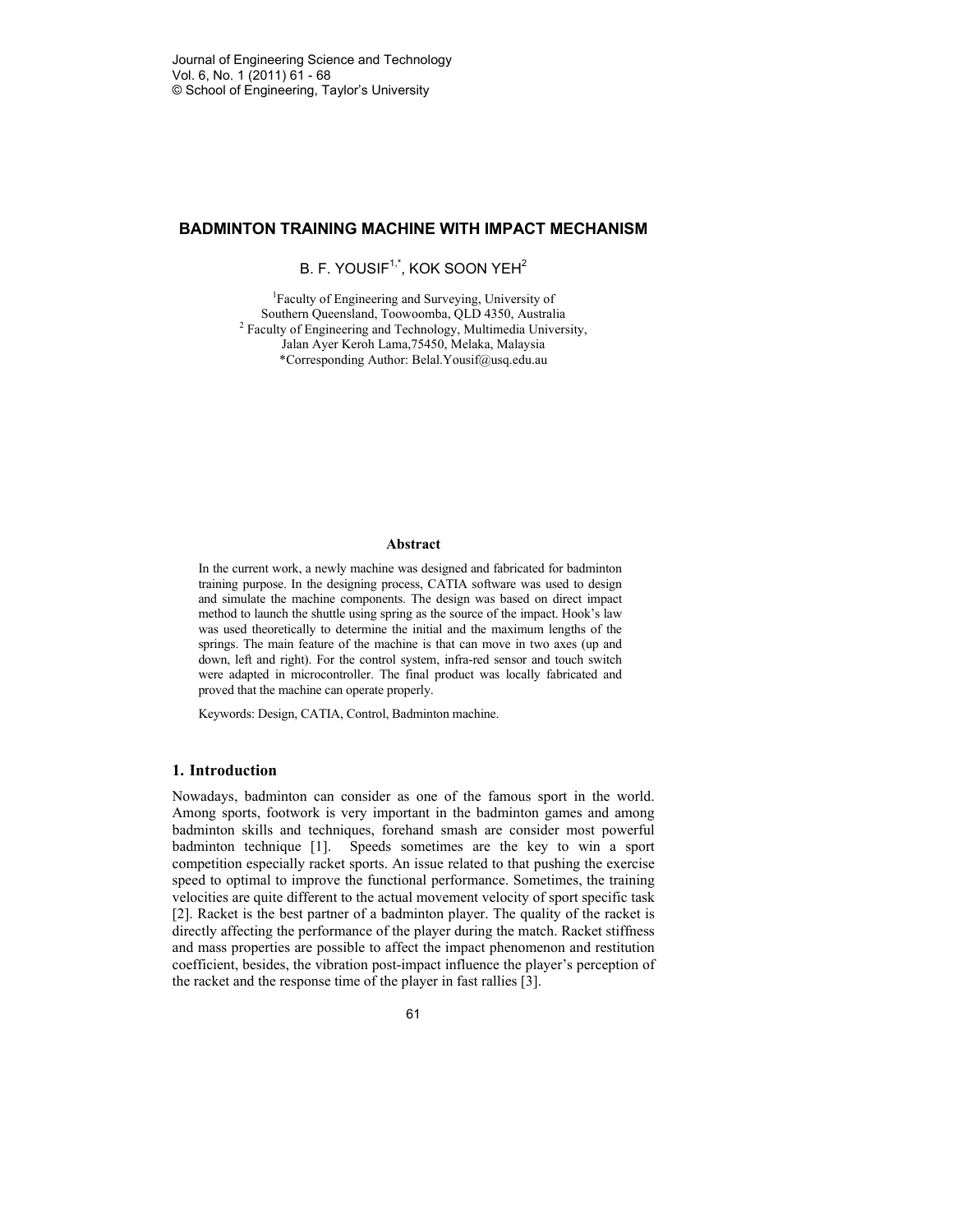# BADMINTON TRAINING MACHINE WITH IMPACT MECHANISM

B. F. YOUSIF[1,*], KOK SOON YEH[2]

[1]Faculty of Engineering and Surveying, University of Southern Queensland, Toowoomba, QLD 4350, Australia
[2] Faculty of Engineering and Technology, Multimedia University, Jalan Ayer Keroh Lama,75450, Melaka, Malaysia
*Corresponding Author: Belal.Yousif@usq.edu.au

### Abstract

In the current work, a newly machine was designed and fabricated for badminton training purpose. In the designing process, CATIA software was used to design and simulate the machine components. The design was based on direct impact method to launch the shuttle using spring as the source of the impact. Hook's law was used theoretically to determine the initial and the maximum lengths of the springs. The main feature of the machine is that can move in two axes (up and down, left and right). For the control system, infra-red sensor and touch switch were adapted in microcontroller. The final product was locally fabricated and proved that the machine can operate properly.

Keywords: Design, CATIA, Control, Badminton machine.

## 1. Introduction

Nowadays, badminton can consider as one of the famous sport in the world. Among sports, footwork is very important in the badminton games and among badminton skills and techniques, forehand smash are consider most powerful badminton technique [1]. Speeds sometimes are the key to win a sport competition especially racket sports. An issue related to that pushing the exercise speed to optimal to improve the functional performance. Sometimes, the training velocities are quite different to the actual movement velocity of sport specific task [2]. Racket is the best partner of a badminton player. The quality of the racket is directly affecting the performance of the player during the match. Racket stiffness and mass properties are possible to affect the impact phenomenon and restitution coefficient, besides, the vibration post-impact influence the player's perception of the racket and the response time of the player in fast rallies [3].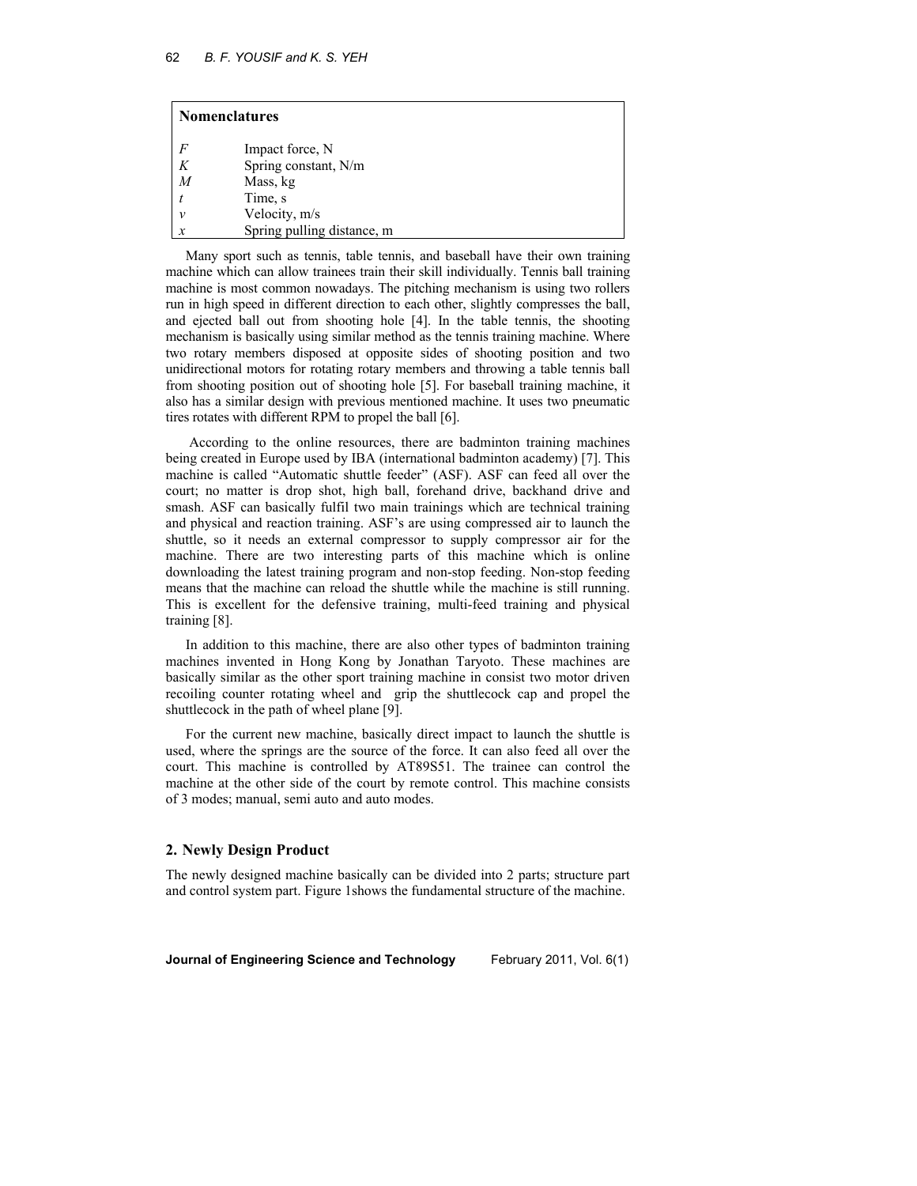| Nomenclatures | |
|---|---|
| $F$ | Impact force, N |
| $K$ | Spring constant, N/m |
| $M$ | Mass, kg |
| $t$ | Time, s |
| $v$ | Velocity, m/s |
| $x$ | Spring pulling distance, m |

Many sport such as tennis, table tennis, and baseball have their own training machine which can allow trainees train their skill individually. Tennis ball training machine is most common nowadays. The pitching mechanism is using two rollers run in high speed in different direction to each other, slightly compresses the ball, and ejected ball out from shooting hole [4]. In the table tennis, the shooting mechanism is basically using similar method as the tennis training machine. Where two rotary members disposed at opposite sides of shooting position and two unidirectional motors for rotating rotary members and throwing a table tennis ball from shooting position out of shooting hole [5]. For baseball training machine, it also has a similar design with previous mentioned machine. It uses two pneumatic tires rotates with different RPM to propel the ball [6].

According to the online resources, there are badminton training machines being created in Europe used by IBA (international badminton academy) [7]. This machine is called "Automatic shuttle feeder" (ASF). ASF can feed all over the court; no matter is drop shot, high ball, forehand drive, backhand drive and smash. ASF can basically fulfil two main trainings which are technical training and physical and reaction training. ASF's are using compressed air to launch the shuttle, so it needs an external compressor to supply compressor air for the machine. There are two interesting parts of this machine which is online downloading the latest training program and non-stop feeding. Non-stop feeding means that the machine can reload the shuttle while the machine is still running. This is excellent for the defensive training, multi-feed training and physical training [8].

In addition to this machine, there are also other types of badminton training machines invented in Hong Kong by Jonathan Taryoto. These machines are basically similar as the other sport training machine in consist two motor driven recoiling counter rotating wheel and grip the shuttlecock cap and propel the shuttlecock in the path of wheel plane [9].

For the current new machine, basically direct impact to launch the shuttle is used, where the springs are the source of the force. It can also feed all over the court. This machine is controlled by AT89S51. The trainee can control the machine at the other side of the court by remote control. This machine consists of 3 modes; manual, semi auto and auto modes.

## 2. Newly Design Product

The newly designed machine basically can be divided into 2 parts; structure part and control system part. Figure 1shows the fundamental structure of the machine.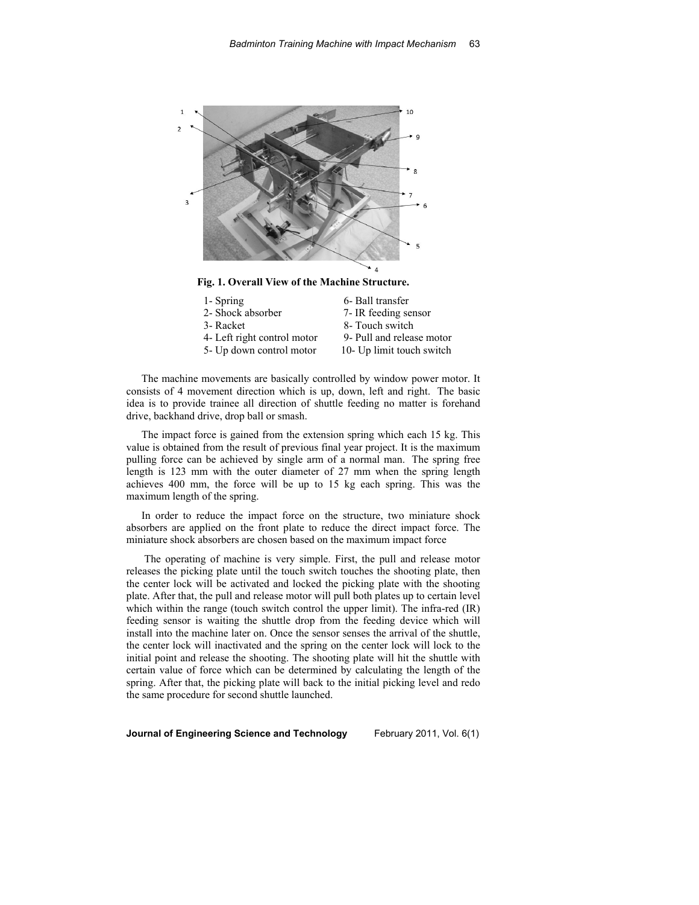**Fig. 1. Overall View of the Machine Structure.**

| | |
|---|---|
| 1- Spring | 6- Ball transfer |
| 2- Shock absorber | 7- IR feeding sensor |
| 3- Racket | 8- Touch switch |
| 4- Left right control motor | 9- Pull and release motor |
| 5- Up down control motor | 10- Up limit touch switch |

The machine movements are basically controlled by window power motor. It consists of 4 movement direction which is up, down, left and right. The basic idea is to provide trainee all direction of shuttle feeding no matter is forehand drive, backhand drive, drop ball or smash.

The impact force is gained from the extension spring which each 15 kg. This value is obtained from the result of previous final year project. It is the maximum pulling force can be achieved by single arm of a normal man. The spring free length is 123 mm with the outer diameter of 27 mm when the spring length achieves 400 mm, the force will be up to 15 kg each spring. This was the maximum length of the spring.

In order to reduce the impact force on the structure, two miniature shock absorbers are applied on the front plate to reduce the direct impact force. The miniature shock absorbers are chosen based on the maximum impact force

The operating of machine is very simple. First, the pull and release motor releases the picking plate until the touch switch touches the shooting plate, then the center lock will be activated and locked the picking plate with the shooting plate. After that, the pull and release motor will pull both plates up to certain level which within the range (touch switch control the upper limit). The infra-red (IR) feeding sensor is waiting the shuttle drop from the feeding device which will install into the machine later on. Once the sensor senses the arrival of the shuttle, the center lock will inactivated and the spring on the center lock will lock to the initial point and release the shooting. The shooting plate will hit the shuttle with certain value of force which can be determined by calculating the length of the spring. After that, the picking plate will back to the initial picking level and redo the same procedure for second shuttle launched.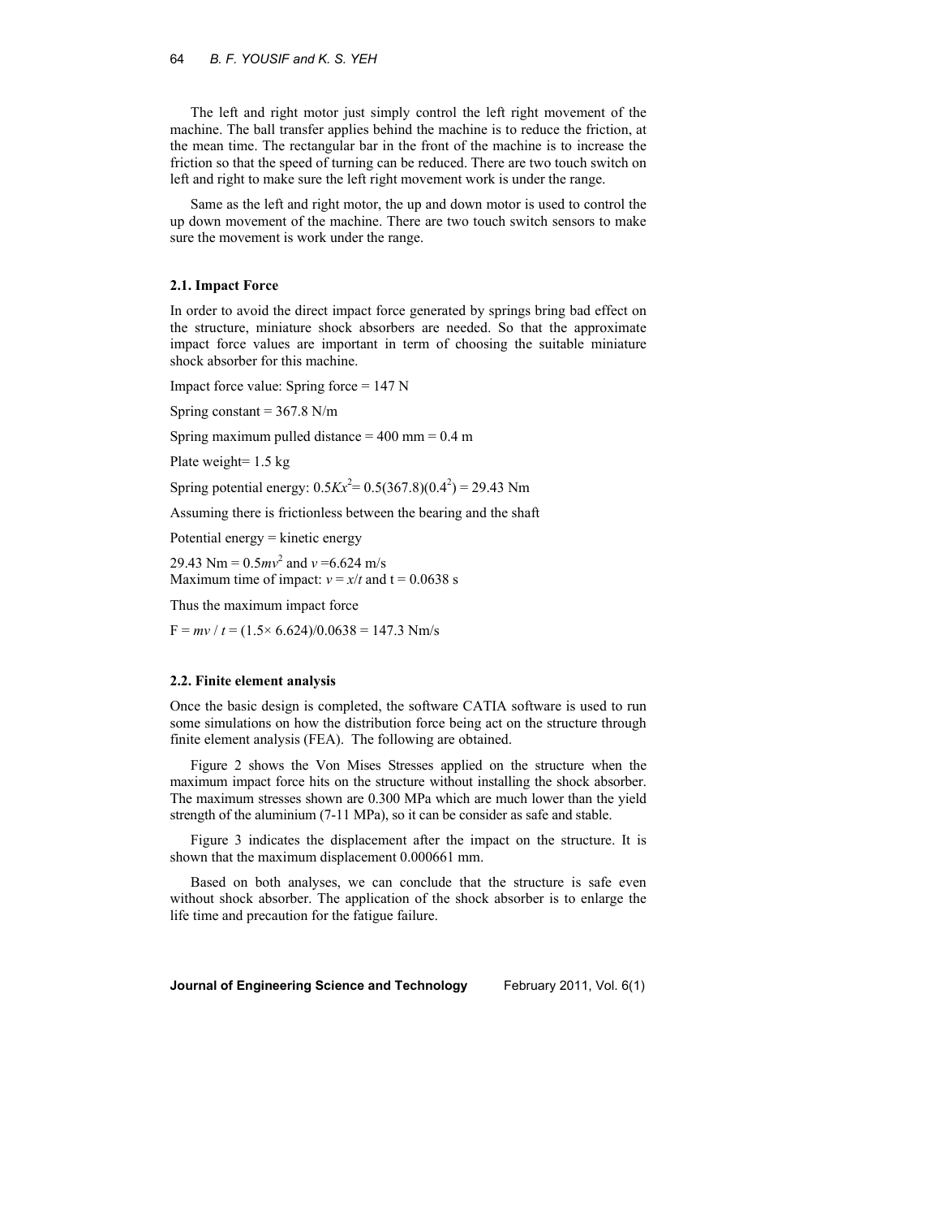The left and right motor just simply control the left right movement of the machine. The ball transfer applies behind the machine is to reduce the friction, at the mean time. The rectangular bar in the front of the machine is to increase the friction so that the speed of turning can be reduced. There are two touch switch on left and right to make sure the left right movement work is under the range.

Same as the left and right motor, the up and down motor is used to control the up down movement of the machine. There are two touch switch sensors to make sure the movement is work under the range.

### 2.1. Impact Force

In order to avoid the direct impact force generated by springs bring bad effect on the structure, miniature shock absorbers are needed. So that the approximate impact force values are important in term of choosing the suitable miniature shock absorber for this machine.

Impact force value: Spring force = 147 N

Spring constant = 367.8 N/m

Spring maximum pulled distance = 400 mm = 0.4 m

Plate weight= 1.5 kg

Spring potential energy: $0.5Kx^2 = 0.5(367.8)(0.4^2) = 29.43$ Nm

Assuming there is frictionless between the bearing and the shaft

Potential energy = kinetic energy

29.43 Nm = $0.5mv^2$ and $v = 6.624$ m/s

Maximum time of impact: $v = x/t$ and t = 0.0638 s

Thus the maximum impact force

$F = mv / t = (1.5\times 6.624)/0.0638 = 147.3$ Nm/s

### 2.2. Finite element analysis

Once the basic design is completed, the software CATIA software is used to run some simulations on how the distribution force being act on the structure through finite element analysis (FEA). The following are obtained.

Figure 2 shows the Von Mises Stresses applied on the structure when the maximum impact force hits on the structure without installing the shock absorber. The maximum stresses shown are 0.300 MPa which are much lower than the yield strength of the aluminium (7-11 MPa), so it can be consider as safe and stable.

Figure 3 indicates the displacement after the impact on the structure. It is shown that the maximum displacement 0.000661 mm.

Based on both analyses, we can conclude that the structure is safe even without shock absorber. The application of the shock absorber is to enlarge the life time and precaution for the fatigue failure.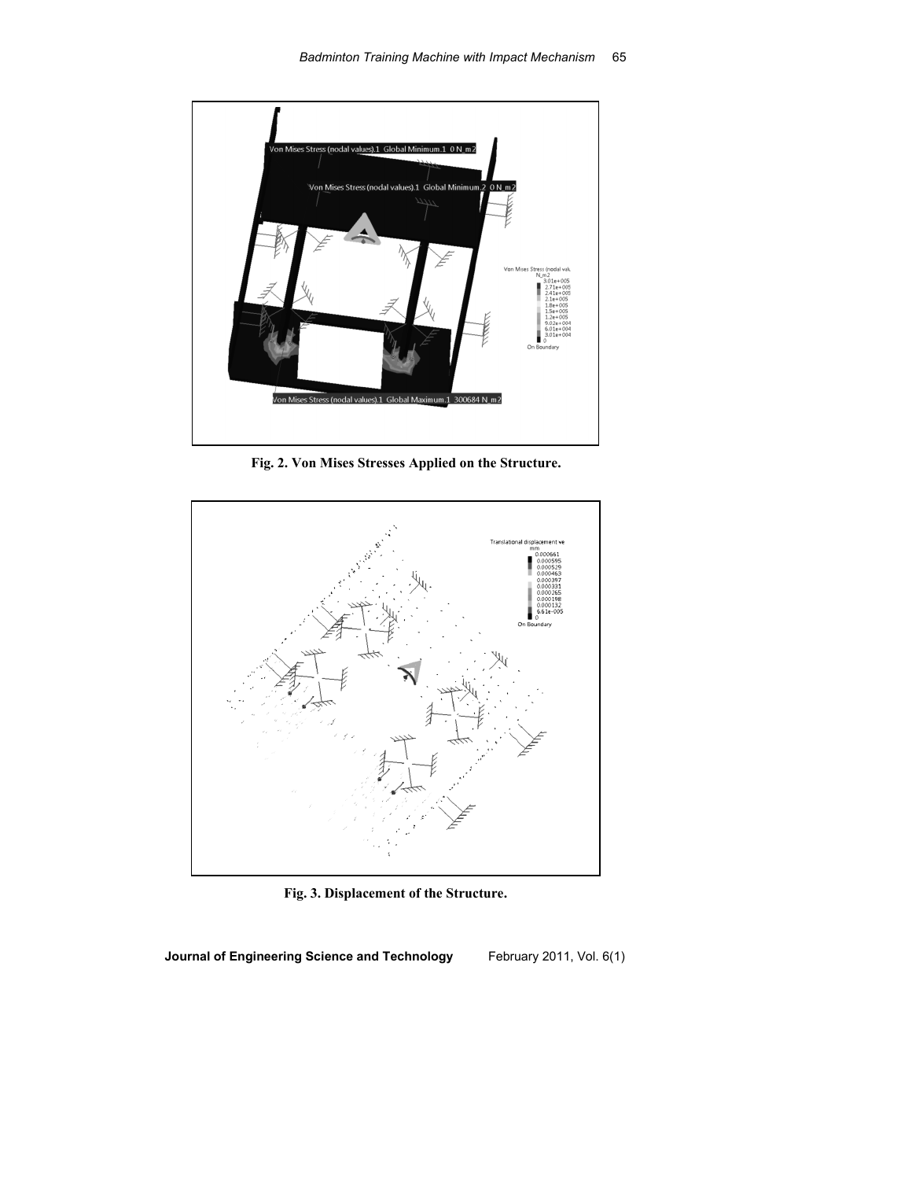Fig. 2. Von Mises Stresses Applied on the Structure.

Fig. 3. Displacement of the Structure.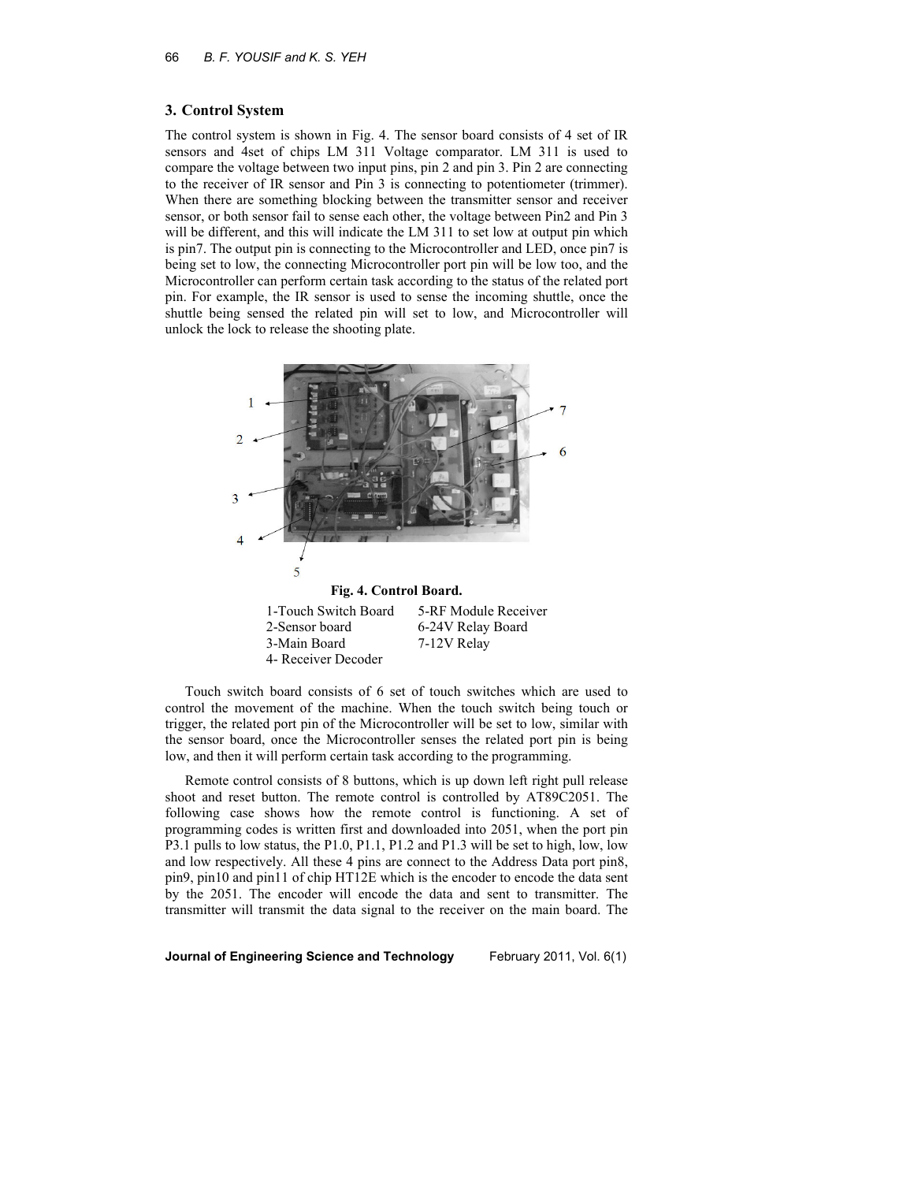## 3. Control System

The control system is shown in Fig. 4. The sensor board consists of 4 set of IR sensors and 4set of chips LM 311 Voltage comparator. LM 311 is used to compare the voltage between two input pins, pin 2 and pin 3. Pin 2 are connecting to the receiver of IR sensor and Pin 3 is connecting to potentiometer (trimmer). When there are something blocking between the transmitter sensor and receiver sensor, or both sensor fail to sense each other, the voltage between Pin2 and Pin 3 will be different, and this will indicate the LM 311 to set low at output pin which is pin7. The output pin is connecting to the Microcontroller and LED, once pin7 is being set to low, the connecting Microcontroller port pin will be low too, and the Microcontroller can perform certain task according to the status of the related port pin. For example, the IR sensor is used to sense the incoming shuttle, once the shuttle being sensed the related pin will set to low, and Microcontroller will unlock the lock to release the shooting plate.

**Fig. 4. Control Board.**

| | |
|---|---|
| 1-Touch Switch Board | 5-RF Module Receiver |
| 2-Sensor board | 6-24V Relay Board |
| 3-Main Board | 7-12V Relay |
| 4- Receiver Decoder | |

Touch switch board consists of 6 set of touch switches which are used to control the movement of the machine. When the touch switch being touch or trigger, the related port pin of the Microcontroller will be set to low, similar with the sensor board, once the Microcontroller senses the related port pin is being low, and then it will perform certain task according to the programming.

Remote control consists of 8 buttons, which is up down left right pull release shoot and reset button. The remote control is controlled by AT89C2051. The following case shows how the remote control is functioning. A set of programming codes is written first and downloaded into 2051, when the port pin P3.1 pulls to low status, the P1.0, P1.1, P1.2 and P1.3 will be set to high, low, low and low respectively. All these 4 pins are connect to the Address Data port pin8, pin9, pin10 and pin11 of chip HT12E which is the encoder to encode the data sent by the 2051. The encoder will encode the data and sent to transmitter. The transmitter will transmit the data signal to the receiver on the main board. The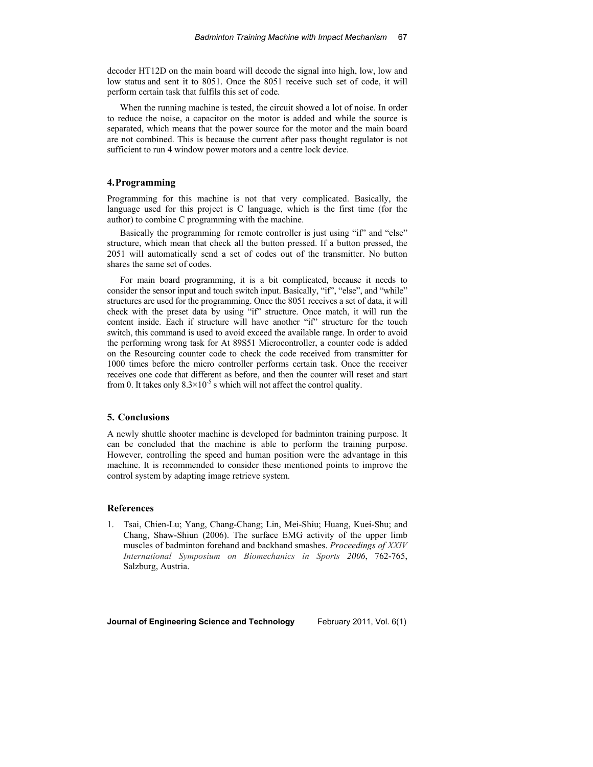decoder HT12D on the main board will decode the signal into high, low, low and low status and sent it to 8051. Once the 8051 receive such set of code, it will perform certain task that fulfils this set of code.

When the running machine is tested, the circuit showed a lot of noise. In order to reduce the noise, a capacitor on the motor is added and while the source is separated, which means that the power source for the motor and the main board are not combined. This is because the current after pass thought regulator is not sufficient to run 4 window power motors and a centre lock device.

## 4. Programming

Programming for this machine is not that very complicated. Basically, the language used for this project is C language, which is the first time (for the author) to combine C programming with the machine.

Basically the programming for remote controller is just using "if" and "else" structure, which mean that check all the button pressed. If a button pressed, the 2051 will automatically send a set of codes out of the transmitter. No button shares the same set of codes.

For main board programming, it is a bit complicated, because it needs to consider the sensor input and touch switch input. Basically, "if", "else", and "while" structures are used for the programming. Once the 8051 receives a set of data, it will check with the preset data by using "if" structure. Once match, it will run the content inside. Each if structure will have another "if" structure for the touch switch, this command is used to avoid exceed the available range. In order to avoid the performing wrong task for At 89S51 Microcontroller, a counter code is added on the Resourcing counter code to check the code received from transmitter for 1000 times before the micro controller performs certain task. Once the receiver receives one code that different as before, and then the counter will reset and start from 0. It takes only $8.3\times10^{-5}$ s which will not affect the control quality.

## 5. Conclusions

A newly shuttle shooter machine is developed for badminton training purpose. It can be concluded that the machine is able to perform the training purpose. However, controlling the speed and human position were the advantage in this machine. It is recommended to consider these mentioned points to improve the control system by adapting image retrieve system.

## References

1. Tsai, Chien-Lu; Yang, Chang-Chang; Lin, Mei-Shiu; Huang, Kuei-Shu; and Chang, Shaw-Shiun (2006). The surface EMG activity of the upper limb muscles of badminton forehand and backhand smashes. *Proceedings of XXIV International Symposium on Biomechanics in Sports 2006*, 762-765, Salzburg, Austria.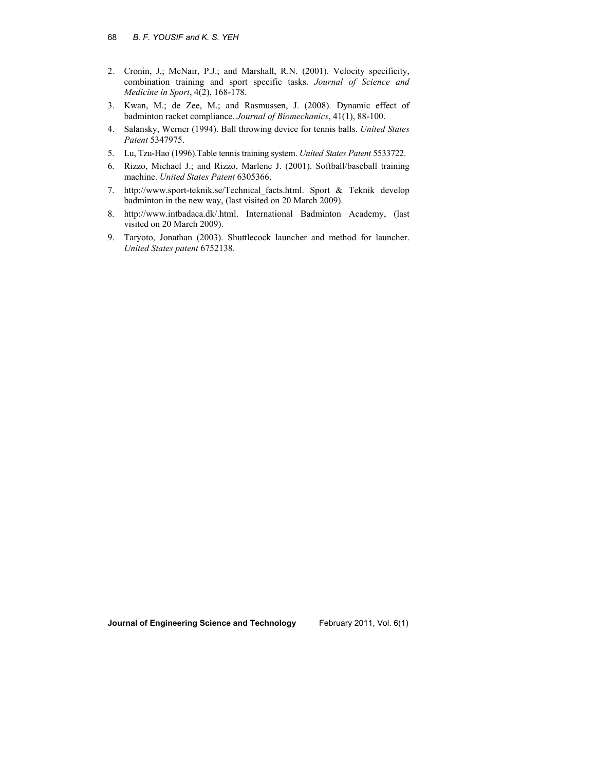2. Cronin, J.; McNair, P.J.; and Marshall, R.N. (2001). Velocity specificity, combination training and sport specific tasks. *Journal of Science and Medicine in Sport*, 4(2), 168-178.
3. Kwan, M.; de Zee, M.; and Rasmussen, J. (2008). Dynamic effect of badminton racket compliance. *Journal of Biomechanics*, 41(1), 88-100.
4. Salansky, Werner (1994). Ball throwing device for tennis balls. *United States Patent* 5347975.
5. Lu, Tzu-Hao (1996).Table tennis training system. *United States Patent* 5533722.
6. Rizzo, Michael J.; and Rizzo, Marlene J. (2001). Softball/baseball training machine. *United States Patent* 6305366.
7. http://www.sport-teknik.se/Technical_facts.html. Sport & Teknik develop badminton in the new way, (last visited on 20 March 2009).
8. http://www.intbadaca.dk/.html. International Badminton Academy, (last visited on 20 March 2009).
9. Taryoto, Jonathan (2003). Shuttlecock launcher and method for launcher. *United States patent* 6752138.